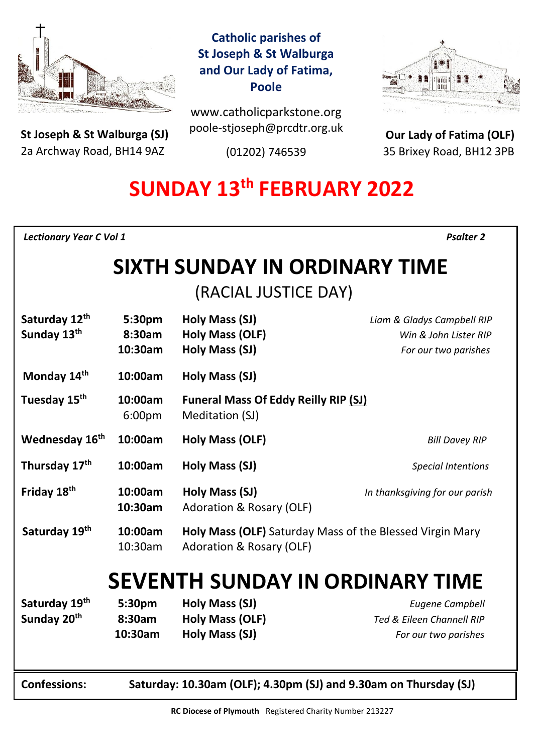**Catholic parishes of St Joseph & St Walburga and Our Lady of Fatima, Poole**

www.catholicparkstone.org
poole-stjoseph@prcdtr.org.uk
(01202) 746539

**St Joseph & St Walburga (SJ)**
2a Archway Road, BH14 9AZ

**Our Lady of Fatima (OLF)**
35 Brixey Road, BH12 3PB

# SUNDAY 13th FEBRUARY 2022

*Lectionary Year C Vol 1* *Psalter 2*

## SIXTH SUNDAY IN ORDINARY TIME

(RACIAL JUSTICE DAY)

| | | | |
|---|---|---|---|
| **Saturday 12th** | **5:30pm** | **Holy Mass (SJ)** | *Liam & Gladys Campbell RIP* |
| **Sunday 13th** | **8:30am** | **Holy Mass (OLF)** | *Win & John Lister RIP* |
| | **10:30am** | **Holy Mass (SJ)** | *For our two parishes* |
| **Monday 14th** | **10:00am** | **Holy Mass (SJ)** | |
| **Tuesday 15th** | **10:00am** | **Funeral Mass Of Eddy Reilly RIP (SJ)** | |
| | 6:00pm | Meditation (SJ) | |
| **Wednesday 16th** | **10:00am** | **Holy Mass (OLF)** | *Bill Davey RIP* |
| **Thursday 17th** | **10:00am** | **Holy Mass (SJ)** | *Special Intentions* |
| **Friday 18th** | **10:00am** | **Holy Mass (SJ)** | *In thanksgiving for our parish* |
| | **10:30am** | Adoration & Rosary (OLF) | |
| **Saturday 19th** | **10:00am** | **Holy Mass (OLF)** Saturday Mass of the Blessed Virgin Mary | |
| | 10:30am | Adoration & Rosary (OLF) | |

## SEVENTH SUNDAY IN ORDINARY TIME

| | | | |
|---|---|---|---|
| **Saturday 19th** | **5:30pm** | **Holy Mass (SJ)** | *Eugene Campbell* |
| **Sunday 20th** | **8:30am** | **Holy Mass (OLF)** | *Ted & Eileen Channell RIP* |
| | **10:30am** | **Holy Mass (SJ)** | *For our two parishes* |

**Confessions:** **Saturday: 10.30am (OLF); 4.30pm (SJ) and 9.30am on Thursday (SJ)**

**RC Diocese of Plymouth** Registered Charity Number 213227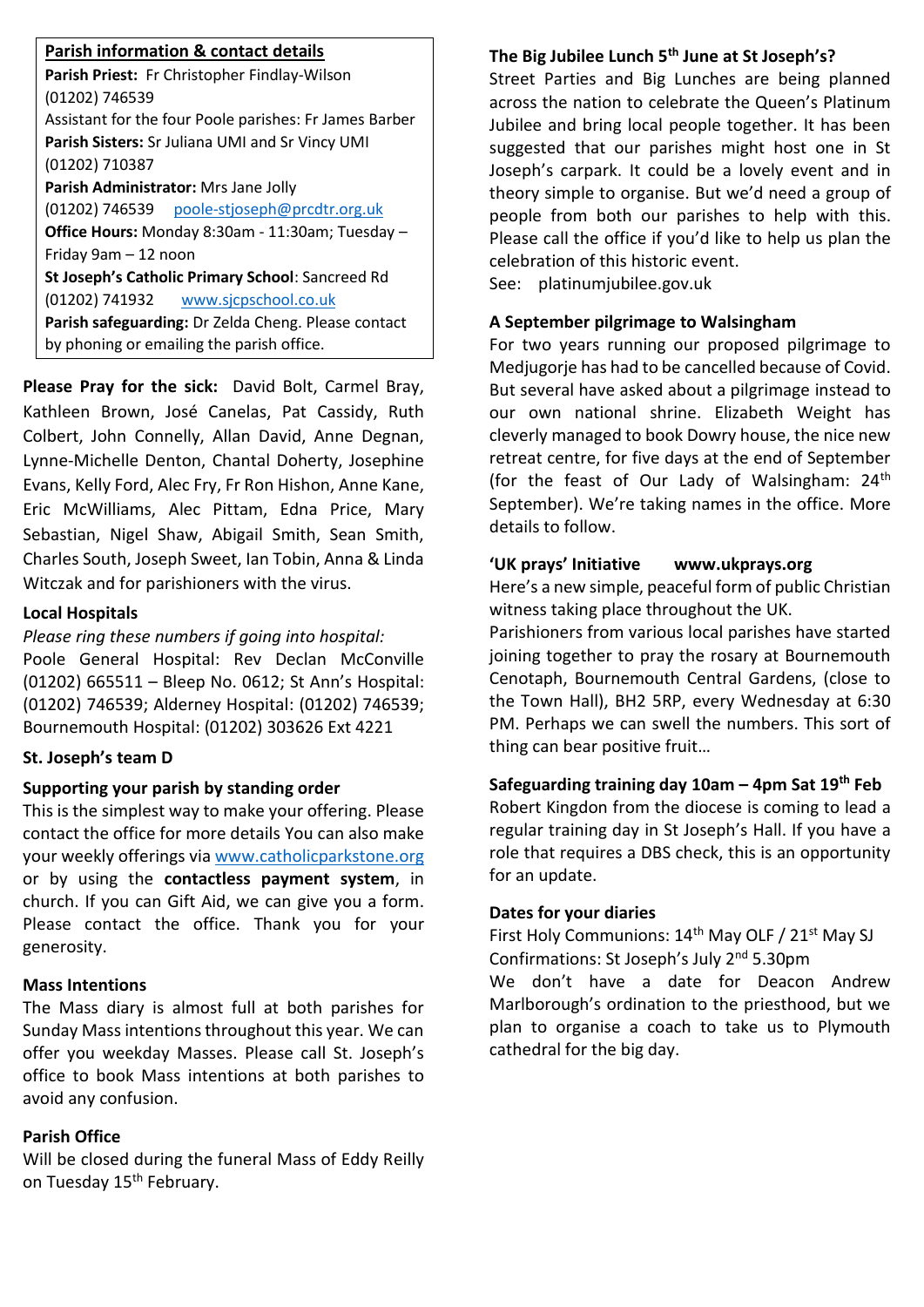## Parish information & contact details

**Parish Priest:** Fr Christopher Findlay-Wilson (01202) 746539

Assistant for the four Poole parishes: Fr James Barber

**Parish Sisters:** Sr Juliana UMI and Sr Vincy UMI (01202) 710387

**Parish Administrator:** Mrs Jane Jolly (01202) 746539 poole-stjoseph@prcdtr.org.uk

**Office Hours:** Monday 8:30am - 11:30am; Tuesday – Friday 9am – 12 noon

**St Joseph's Catholic Primary School**: Sancreed Rd (01202) 741932 www.sjcpschool.co.uk

**Parish safeguarding:** Dr Zelda Cheng. Please contact by phoning or emailing the parish office.

**Please Pray for the sick:** David Bolt, Carmel Bray, Kathleen Brown, José Canelas, Pat Cassidy, Ruth Colbert, John Connelly, Allan David, Anne Degnan, Lynne-Michelle Denton, Chantal Doherty, Josephine Evans, Kelly Ford, Alec Fry, Fr Ron Hishon, Anne Kane, Eric McWilliams, Alec Pittam, Edna Price, Mary Sebastian, Nigel Shaw, Abigail Smith, Sean Smith, Charles South, Joseph Sweet, Ian Tobin, Anna & Linda Witczak and for parishioners with the virus.

**Local Hospitals**

*Please ring these numbers if going into hospital:*
Poole General Hospital: Rev Declan McConville (01202) 665511 – Bleep No. 0612; St Ann's Hospital: (01202) 746539; Alderney Hospital: (01202) 746539; Bournemouth Hospital: (01202) 303626 Ext 4221

**St. Joseph's team D**

**Supporting your parish by standing order**

This is the simplest way to make your offering. Please contact the office for more details You can also make your weekly offerings via www.catholicparkstone.org or by using the **contactless payment system**, in church. If you can Gift Aid, we can give you a form. Please contact the office. Thank you for your generosity.

**Mass Intentions**

The Mass diary is almost full at both parishes for Sunday Mass intentions throughout this year. We can offer you weekday Masses. Please call St. Joseph's office to book Mass intentions at both parishes to avoid any confusion.

**Parish Office**

Will be closed during the funeral Mass of Eddy Reilly on Tuesday 15th February.

**The Big Jubilee Lunch 5th June at St Joseph's?**

Street Parties and Big Lunches are being planned across the nation to celebrate the Queen's Platinum Jubilee and bring local people together. It has been suggested that our parishes might host one in St Joseph's carpark. It could be a lovely event and in theory simple to organise. But we'd need a group of people from both our parishes to help with this. Please call the office if you'd like to help us plan the celebration of this historic event.
See: platinumjubilee.gov.uk

**A September pilgrimage to Walsingham**

For two years running our proposed pilgrimage to Medjugorje has had to be cancelled because of Covid. But several have asked about a pilgrimage instead to our own national shrine. Elizabeth Weight has cleverly managed to book Dowry house, the nice new retreat centre, for five days at the end of September (for the feast of Our Lady of Walsingham: 24th September). We're taking names in the office. More details to follow.

**'UK prays' Initiative www.ukprays.org**

Here's a new simple, peaceful form of public Christian witness taking place throughout the UK.
Parishioners from various local parishes have started joining together to pray the rosary at Bournemouth Cenotaph, Bournemouth Central Gardens, (close to the Town Hall), BH2 5RP, every Wednesday at 6:30 PM. Perhaps we can swell the numbers. This sort of thing can bear positive fruit…

**Safeguarding training day 10am – 4pm Sat 19th Feb**

Robert Kingdon from the diocese is coming to lead a regular training day in St Joseph's Hall. If you have a role that requires a DBS check, this is an opportunity for an update.

**Dates for your diaries**

First Holy Communions: 14th May OLF / 21st May SJ
Confirmations: St Joseph's July 2nd 5.30pm
We don't have a date for Deacon Andrew Marlborough's ordination to the priesthood, but we plan to organise a coach to take us to Plymouth cathedral for the big day.